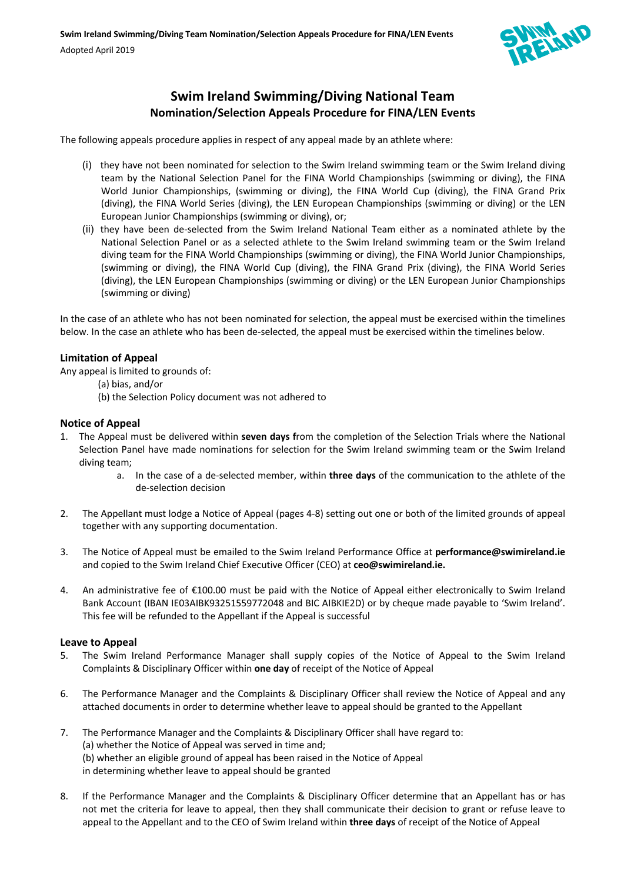# Swim Ireland Swimming/Diving National Team
## Nomination/Selection Appeals Procedure for FINA/LEN Events

The following appeals procedure applies in respect of any appeal made by an athlete where:

(i) they have not been nominated for selection to the Swim Ireland swimming team or the Swim Ireland diving team by the National Selection Panel for the FINA World Championships (swimming or diving), the FINA World Junior Championships, (swimming or diving), the FINA World Cup (diving), the FINA Grand Prix (diving), the FINA World Series (diving), the LEN European Championships (swimming or diving) or the LEN European Junior Championships (swimming or diving), or;

(ii) they have been de-selected from the Swim Ireland National Team either as a nominated athlete by the National Selection Panel or as a selected athlete to the Swim Ireland swimming team or the Swim Ireland diving team for the FINA World Championships (swimming or diving), the FINA World Junior Championships, (swimming or diving), the FINA World Cup (diving), the FINA Grand Prix (diving), the FINA World Series (diving), the LEN European Championships (swimming or diving) or the LEN European Junior Championships (swimming or diving)

In the case of an athlete who has not been nominated for selection, the appeal must be exercised within the timelines below. In the case an athlete who has been de-selected, the appeal must be exercised within the timelines below.

### Limitation of Appeal

Any appeal is limited to grounds of:

(a) bias, and/or
(b) the Selection Policy document was not adhered to

### Notice of Appeal

1. The Appeal must be delivered within **seven days f**rom the completion of the Selection Trials where the National Selection Panel have made nominations for selection for the Swim Ireland swimming team or the Swim Ireland diving team;
    a. In the case of a de-selected member, within **three days** of the communication to the athlete of the de-selection decision

2. The Appellant must lodge a Notice of Appeal (pages 4-8) setting out one or both of the limited grounds of appeal together with any supporting documentation.

3. The Notice of Appeal must be emailed to the Swim Ireland Performance Office at **performance@swimireland.ie** and copied to the Swim Ireland Chief Executive Officer (CEO) at **ceo@swimireland.ie.**

4. An administrative fee of €100.00 must be paid with the Notice of Appeal either electronically to Swim Ireland Bank Account (IBAN IE03AIBK93251559772048 and BIC AIBKIE2D) or by cheque made payable to 'Swim Ireland'. This fee will be refunded to the Appellant if the Appeal is successful

### Leave to Appeal

5. The Swim Ireland Performance Manager shall supply copies of the Notice of Appeal to the Swim Ireland Complaints & Disciplinary Officer within **one day** of receipt of the Notice of Appeal

6. The Performance Manager and the Complaints & Disciplinary Officer shall review the Notice of Appeal and any attached documents in order to determine whether leave to appeal should be granted to the Appellant

7. The Performance Manager and the Complaints & Disciplinary Officer shall have regard to:
   (a) whether the Notice of Appeal was served in time and;
   (b) whether an eligible ground of appeal has been raised in the Notice of Appeal
   in determining whether leave to appeal should be granted

8. If the Performance Manager and the Complaints & Disciplinary Officer determine that an Appellant has or has not met the criteria for leave to appeal, then they shall communicate their decision to grant or refuse leave to appeal to the Appellant and to the CEO of Swim Ireland within **three days** of receipt of the Notice of Appeal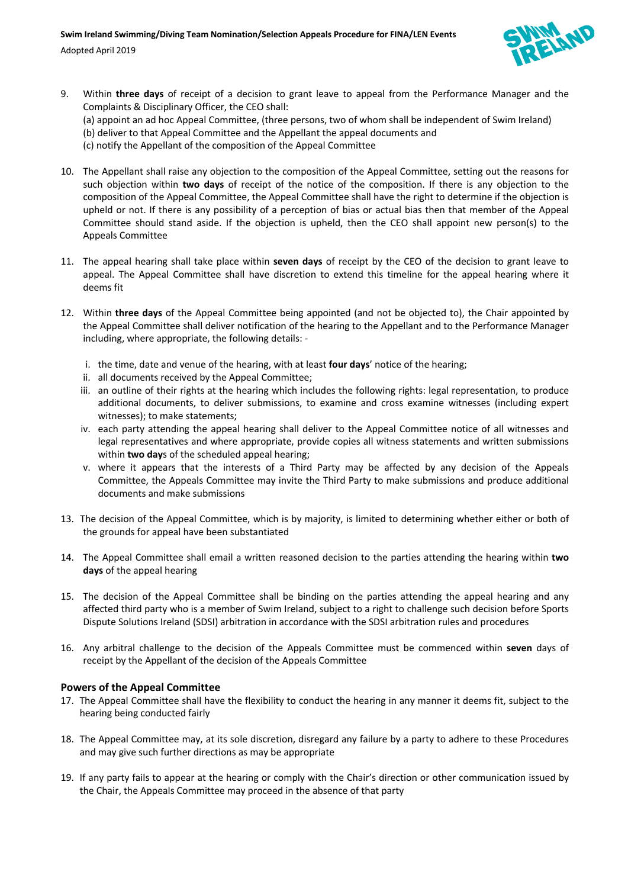9. Within **three days** of receipt of a decision to grant leave to appeal from the Performance Manager and the Complaints & Disciplinary Officer, the CEO shall:
   (a) appoint an ad hoc Appeal Committee, (three persons, two of whom shall be independent of Swim Ireland)
   (b) deliver to that Appeal Committee and the Appellant the appeal documents and
   (c) notify the Appellant of the composition of the Appeal Committee

10. The Appellant shall raise any objection to the composition of the Appeal Committee, setting out the reasons for such objection within **two days** of receipt of the notice of the composition. If there is any objection to the composition of the Appeal Committee, the Appeal Committee shall have the right to determine if the objection is upheld or not. If there is any possibility of a perception of bias or actual bias then that member of the Appeal Committee should stand aside. If the objection is upheld, then the CEO shall appoint new person(s) to the Appeals Committee

11. The appeal hearing shall take place within **seven days** of receipt by the CEO of the decision to grant leave to appeal. The Appeal Committee shall have discretion to extend this timeline for the appeal hearing where it deems fit

12. Within **three days** of the Appeal Committee being appointed (and not be objected to), the Chair appointed by the Appeal Committee shall deliver notification of the hearing to the Appellant and to the Performance Manager including, where appropriate, the following details: -
    i. the time, date and venue of the hearing, with at least **four days**' notice of the hearing;
    ii. all documents received by the Appeal Committee;
    iii. an outline of their rights at the hearing which includes the following rights: legal representation, to produce additional documents, to deliver submissions, to examine and cross examine witnesses (including expert witnesses); to make statements;
    iv. each party attending the appeal hearing shall deliver to the Appeal Committee notice of all witnesses and legal representatives and where appropriate, provide copies all witness statements and written submissions within **two day**s of the scheduled appeal hearing;
    v. where it appears that the interests of a Third Party may be affected by any decision of the Appeals Committee, the Appeals Committee may invite the Third Party to make submissions and produce additional documents and make submissions

13. The decision of the Appeal Committee, which is by majority, is limited to determining whether either or both of the grounds for appeal have been substantiated

14. The Appeal Committee shall email a written reasoned decision to the parties attending the hearing within **two days** of the appeal hearing

15. The decision of the Appeal Committee shall be binding on the parties attending the appeal hearing and any affected third party who is a member of Swim Ireland, subject to a right to challenge such decision before Sports Dispute Solutions Ireland (SDSI) arbitration in accordance with the SDSI arbitration rules and procedures

16. Any arbitral challenge to the decision of the Appeals Committee must be commenced within **seven** days of receipt by the Appellant of the decision of the Appeals Committee

### Powers of the Appeal Committee

17. The Appeal Committee shall have the flexibility to conduct the hearing in any manner it deems fit, subject to the hearing being conducted fairly

18. The Appeal Committee may, at its sole discretion, disregard any failure by a party to adhere to these Procedures and may give such further directions as may be appropriate

19. If any party fails to appear at the hearing or comply with the Chair's direction or other communication issued by the Chair, the Appeals Committee may proceed in the absence of that party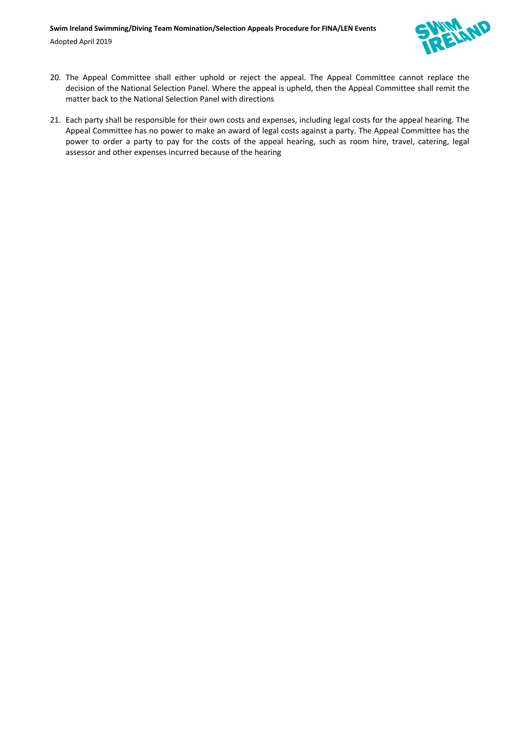20. The Appeal Committee shall either uphold or reject the appeal. The Appeal Committee cannot replace the decision of the National Selection Panel. Where the appeal is upheld, then the Appeal Committee shall remit the matter back to the National Selection Panel with directions

21. Each party shall be responsible for their own costs and expenses, including legal costs for the appeal hearing. The Appeal Committee has no power to make an award of legal costs against a party. The Appeal Committee has the power to order a party to pay for the costs of the appeal hearing, such as room hire, travel, catering, legal assessor and other expenses incurred because of the hearing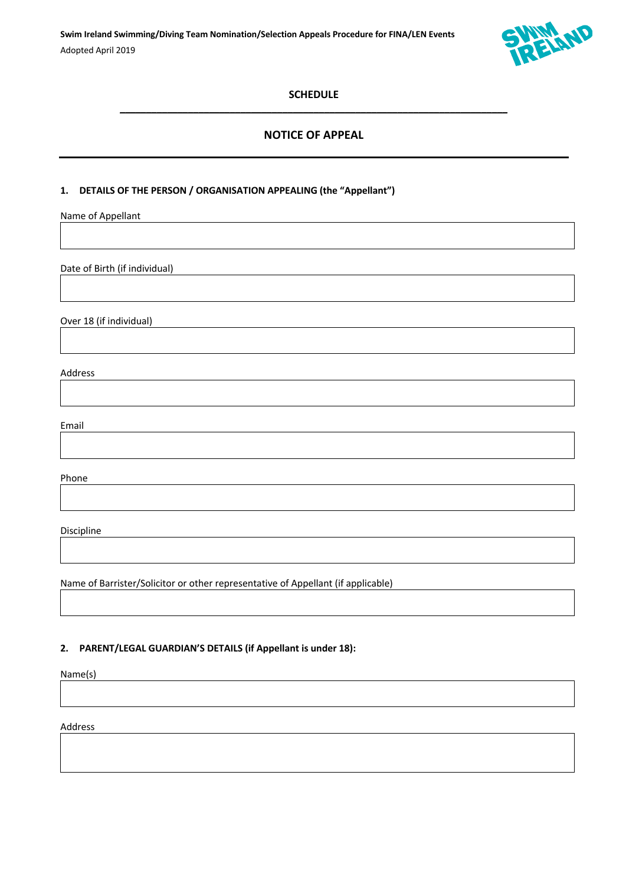## SCHEDULE

## NOTICE OF APPEAL

### 1. DETAILS OF THE PERSON / ORGANISATION APPEALING (the "Appellant")

Name of Appellant

Date of Birth (if individual)

Over 18 (if individual)

Address

Email

Phone

Discipline

Name of Barrister/Solicitor or other representative of Appellant (if applicable)

### 2. PARENT/LEGAL GUARDIAN'S DETAILS (if Appellant is under 18):

Name(s)

Address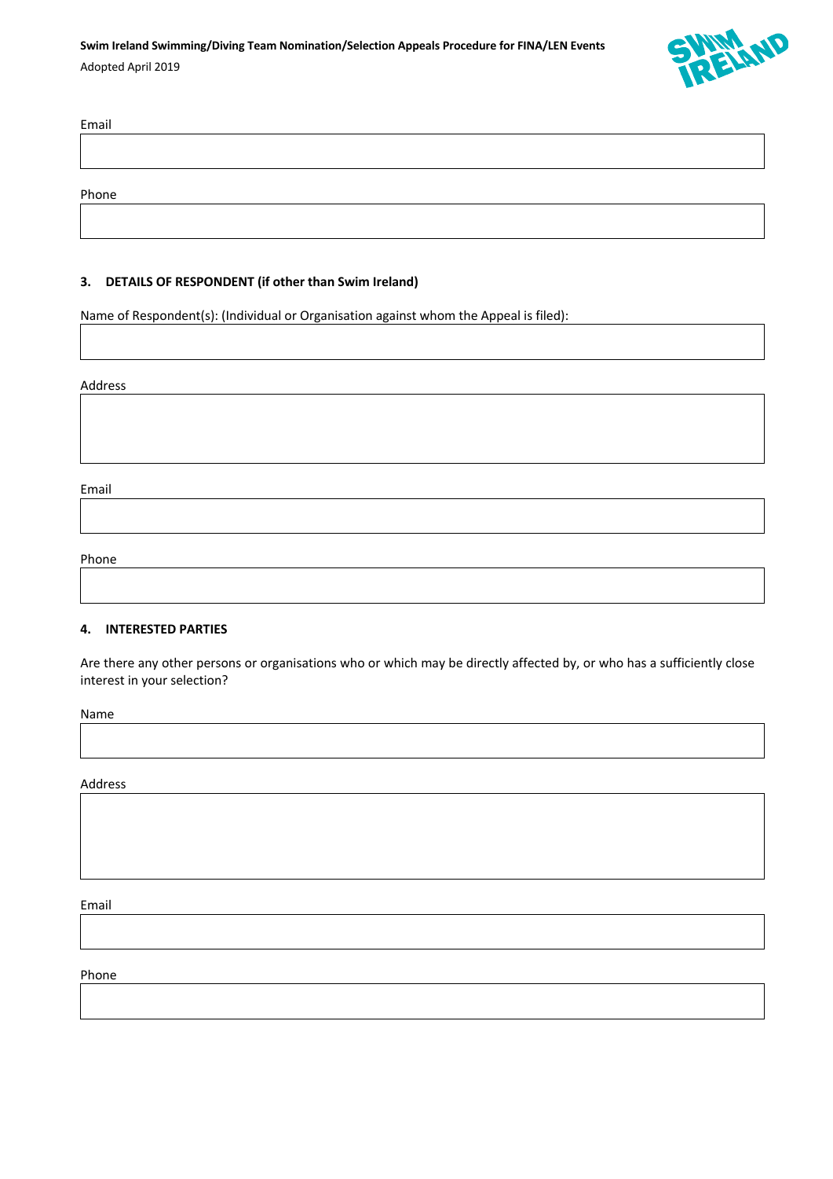Email

Phone

### 3. DETAILS OF RESPONDENT (if other than Swim Ireland)

Name of Respondent(s): (Individual or Organisation against whom the Appeal is filed):

Address

Email

Phone

### 4. INTERESTED PARTIES

Are there any other persons or organisations who or which may be directly affected by, or who has a sufficiently close interest in your selection?

Name

Address

Email

Phone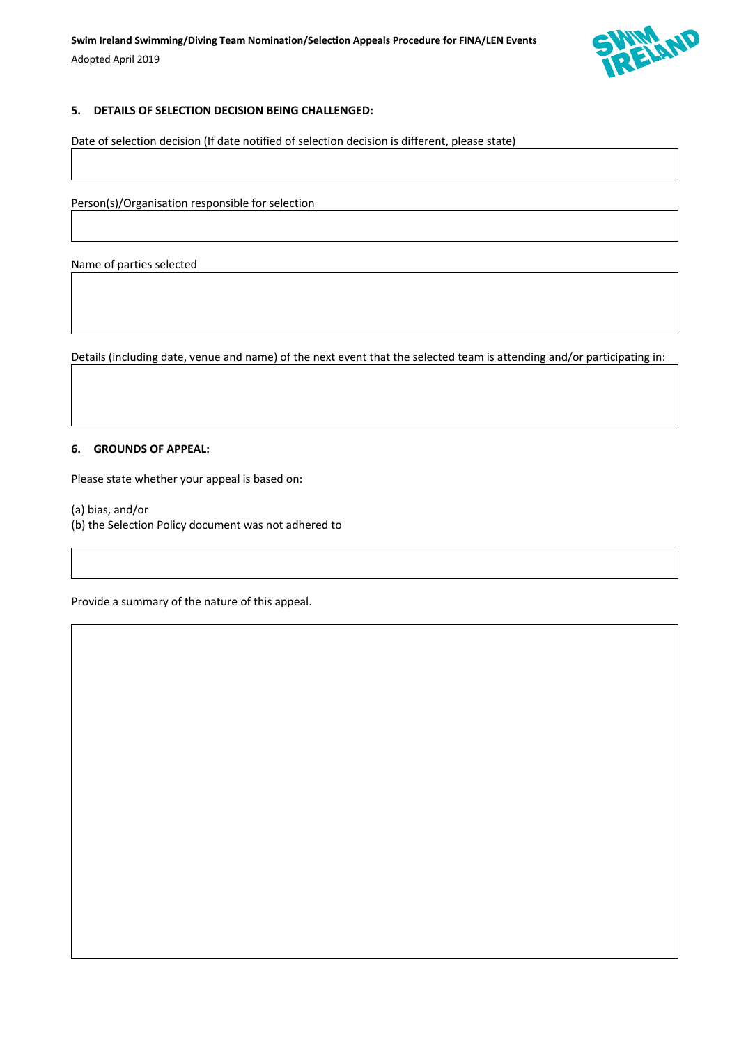**5. DETAILS OF SELECTION DECISION BEING CHALLENGED:**

Date of selection decision (If date notified of selection decision is different, please state)

Person(s)/Organisation responsible for selection

Name of parties selected

Details (including date, venue and name) of the next event that the selected team is attending and/or participating in:

**6. GROUNDS OF APPEAL:**

Please state whether your appeal is based on:

(a) bias, and/or
(b) the Selection Policy document was not adhered to

Provide a summary of the nature of this appeal.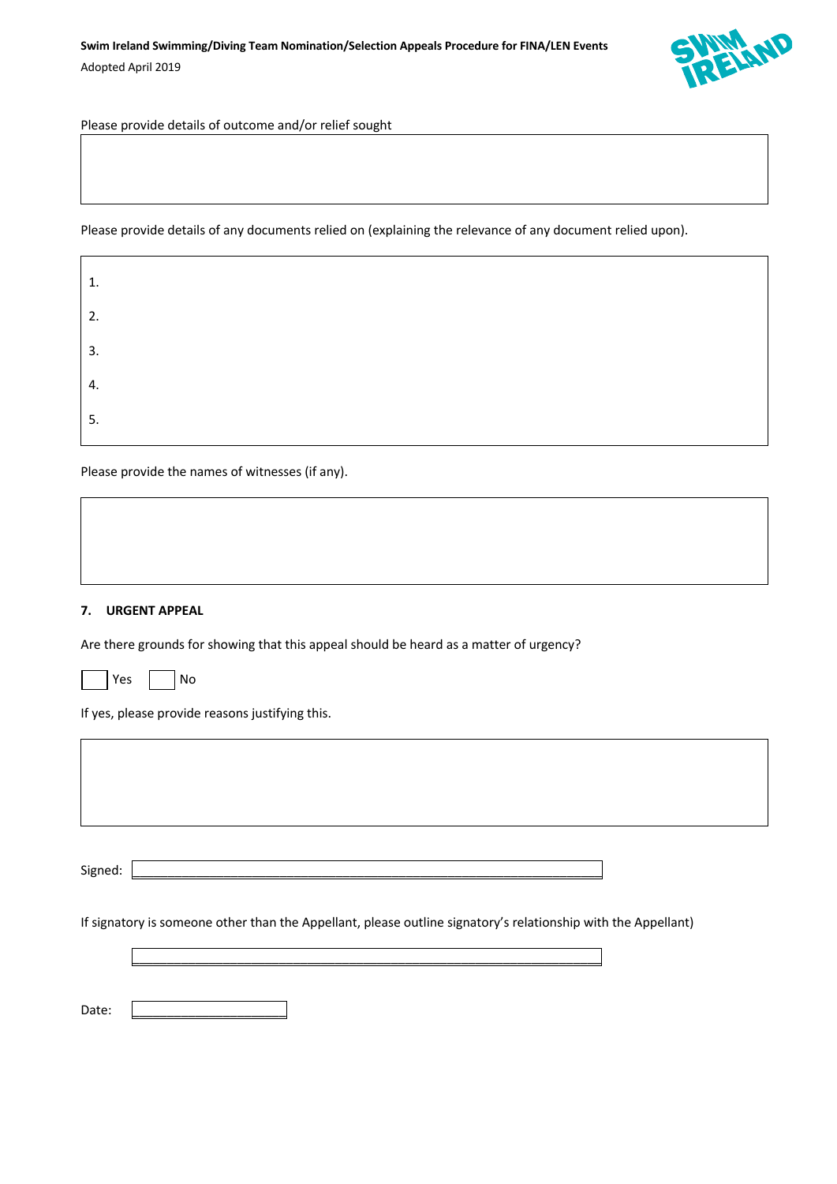Please provide details of outcome and/or relief sought

Please provide details of any documents relied on (explaining the relevance of any document relied upon).

1.

2.

3.

4.

5.

Please provide the names of witnesses (if any).

## 7. URGENT APPEAL

Are there grounds for showing that this appeal should be heard as a matter of urgency?

☐ Yes ☐ No

If yes, please provide reasons justifying this.

Signed: \_\_\_\_\_\_\_\_\_\_\_\_\_\_\_\_\_\_\_\_\_\_\_\_\_\_\_\_\_\_\_\_\_\_\_\_\_\_\_\_

If signatory is someone other than the Appellant, please outline signatory's relationship with the Appellant)

\_\_\_\_\_\_\_\_\_\_\_\_\_\_\_\_\_\_\_\_\_\_\_\_\_\_\_\_\_\_\_\_\_\_\_\_\_\_\_\_

Date: \_\_\_\_\_\_\_\_\_\_\_\_\_\_\_\_\_\_\_\_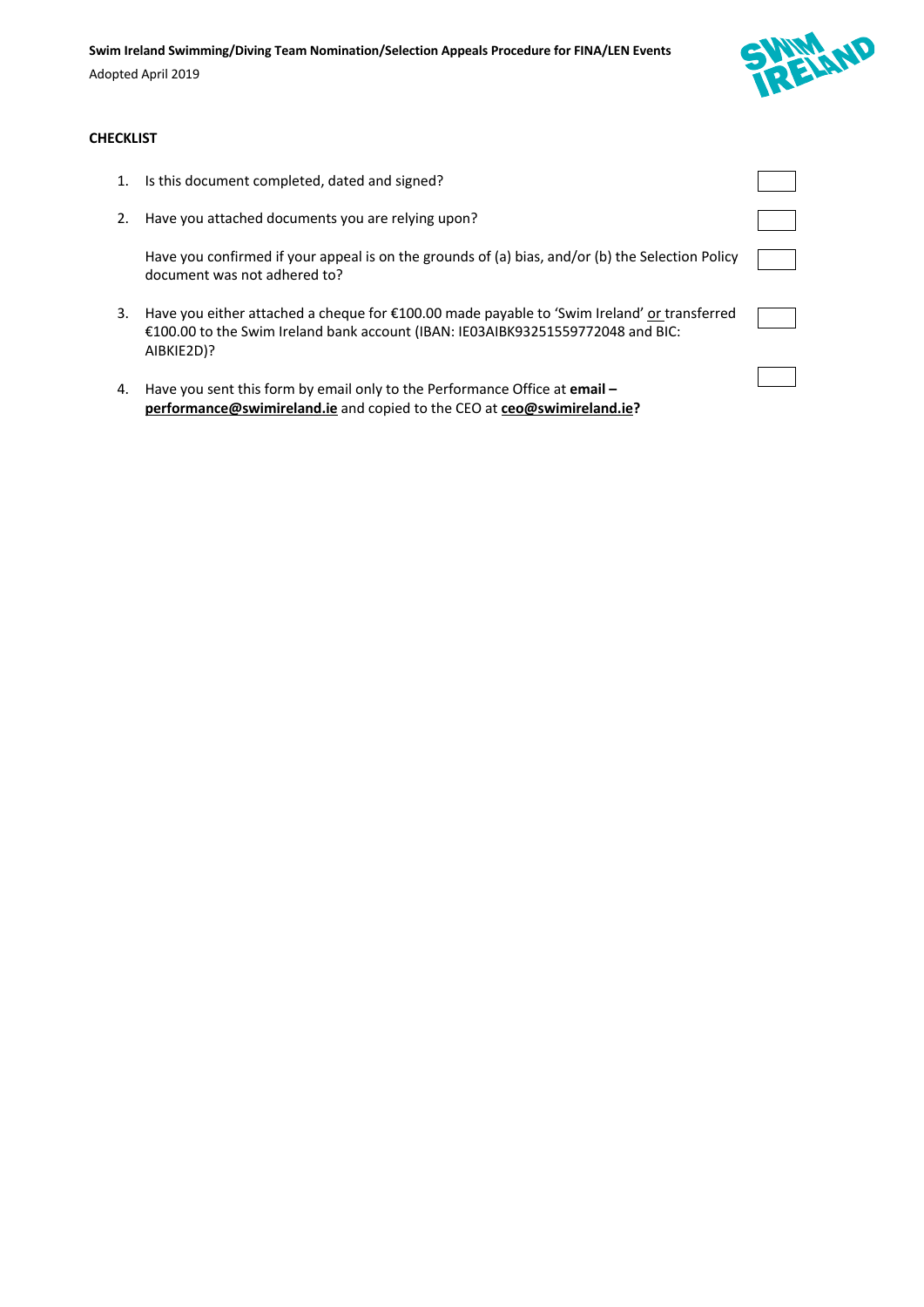**CHECKLIST**

1. Is this document completed, dated and signed? ☐

2. Have you attached documents you are relying upon? ☐

   Have you confirmed if your appeal is on the grounds of (a) bias, and/or (b) the Selection Policy document was not adhered to? ☐

3. Have you either attached a cheque for €100.00 made payable to 'Swim Ireland' or transferred €100.00 to the Swim Ireland bank account (IBAN: IE03AIBK93251559772048 and BIC: AIBKIE2D)? ☐

4. Have you sent this form by email only to the Performance Office at **email – performance@swimireland.ie** and copied to the CEO at **ceo@swimireland.ie?** ☐